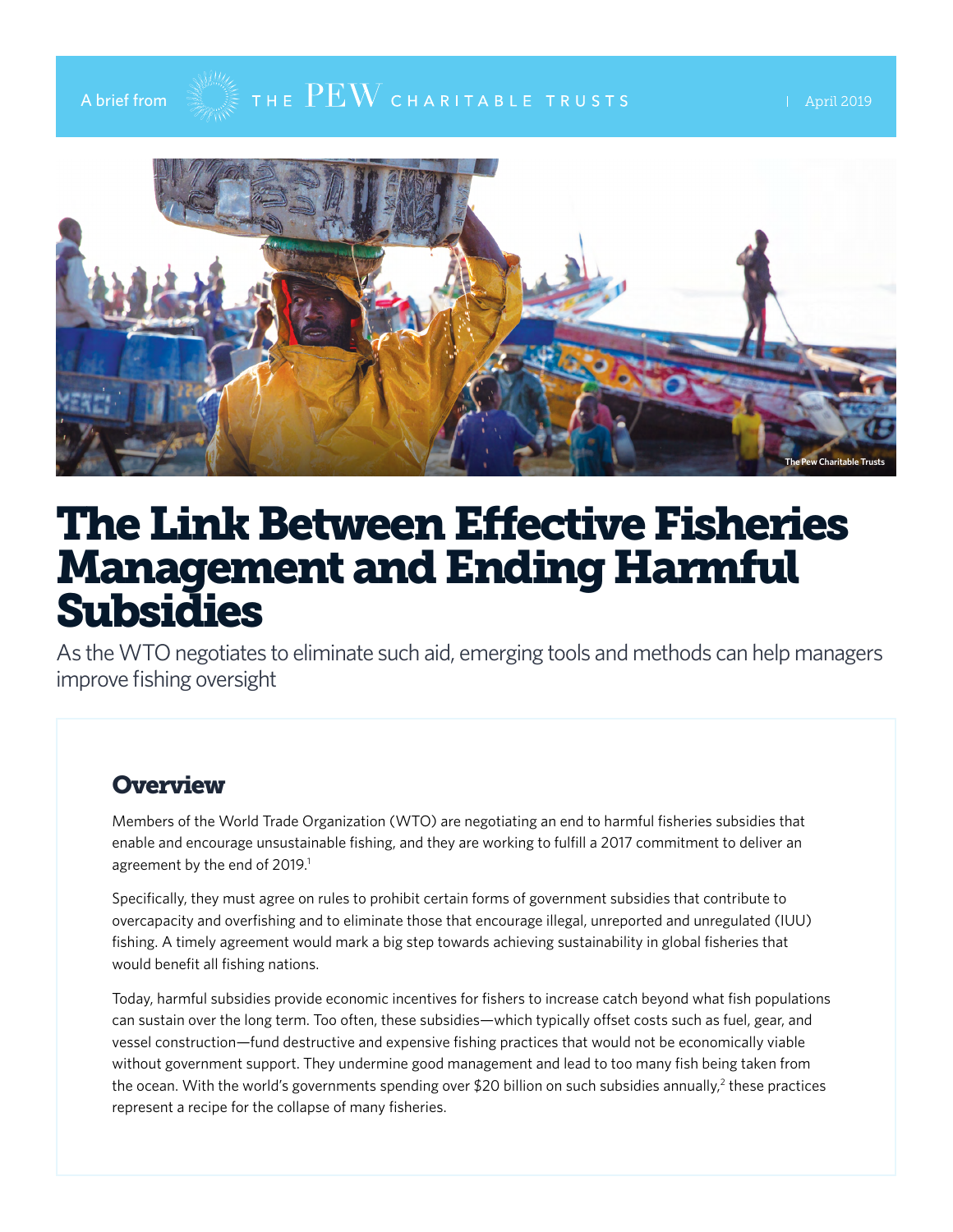A brief from THE PEW CHARITABLE TRUSTS | April 2019

# The Link Between Effective Fisheries Management and Ending Harmful Subsidies

As the WTO negotiates to eliminate such aid, emerging tools and methods can help managers improve fishing oversight

## Overview

Members of the World Trade Organization (WTO) are negotiating an end to harmful fisheries subsidies that enable and encourage unsustainable fishing, and they are working to fulfill a 2017 commitment to deliver an agreement by the end of 2019.[1]

Specifically, they must agree on rules to prohibit certain forms of government subsidies that contribute to overcapacity and overfishing and to eliminate those that encourage illegal, unreported and unregulated (IUU) fishing. A timely agreement would mark a big step towards achieving sustainability in global fisheries that would benefit all fishing nations.

Today, harmful subsidies provide economic incentives for fishers to increase catch beyond what fish populations can sustain over the long term. Too often, these subsidies—which typically offset costs such as fuel, gear, and vessel construction—fund destructive and expensive fishing practices that would not be economically viable without government support. They undermine good management and lead to too many fish being taken from the ocean. With the world's governments spending over $20 billion on such subsidies annually,[2] these practices represent a recipe for the collapse of many fisheries.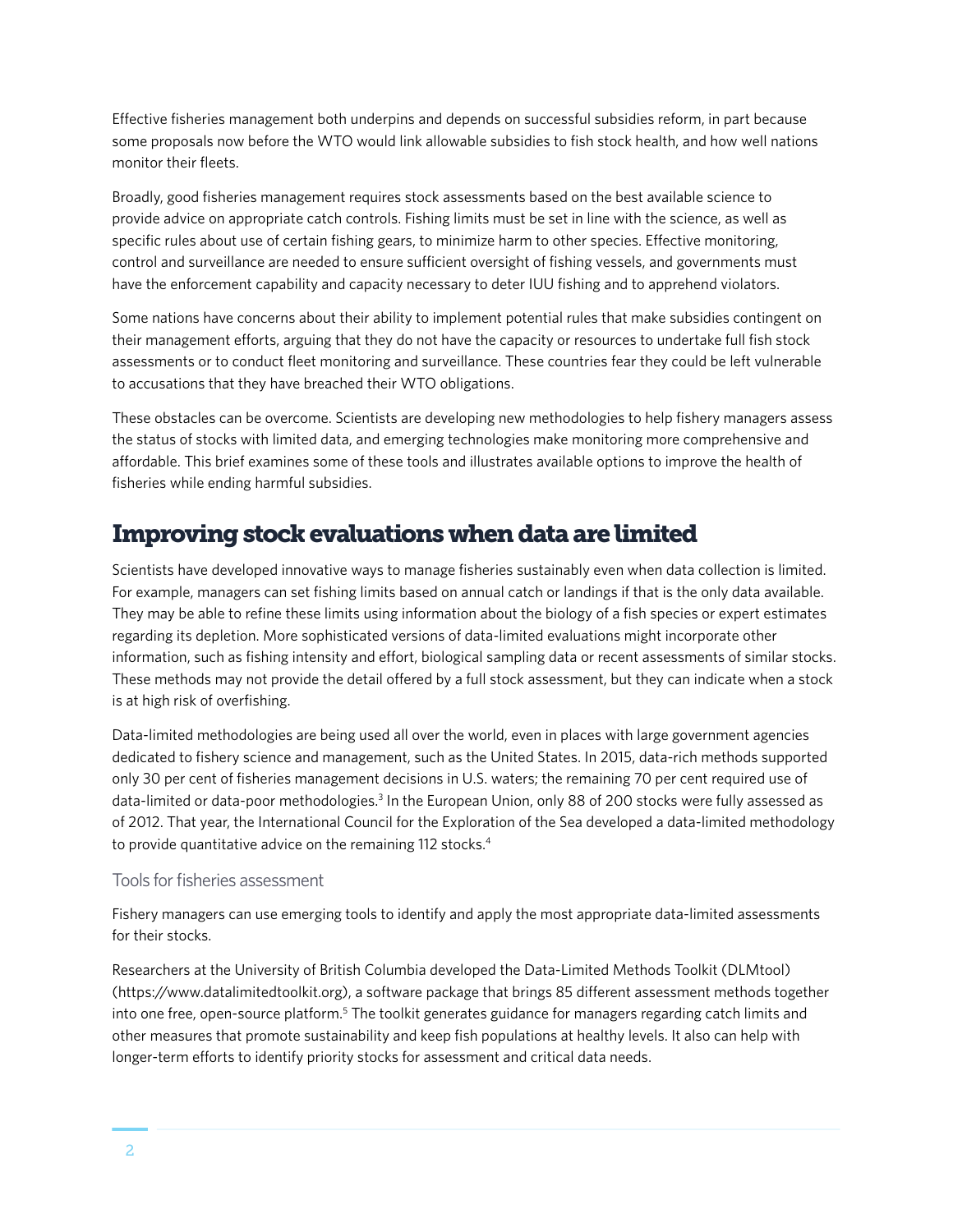Effective fisheries management both underpins and depends on successful subsidies reform, in part because some proposals now before the WTO would link allowable subsidies to fish stock health, and how well nations monitor their fleets.

Broadly, good fisheries management requires stock assessments based on the best available science to provide advice on appropriate catch controls. Fishing limits must be set in line with the science, as well as specific rules about use of certain fishing gears, to minimize harm to other species. Effective monitoring, control and surveillance are needed to ensure sufficient oversight of fishing vessels, and governments must have the enforcement capability and capacity necessary to deter IUU fishing and to apprehend violators.

Some nations have concerns about their ability to implement potential rules that make subsidies contingent on their management efforts, arguing that they do not have the capacity or resources to undertake full fish stock assessments or to conduct fleet monitoring and surveillance. These countries fear they could be left vulnerable to accusations that they have breached their WTO obligations.

These obstacles can be overcome. Scientists are developing new methodologies to help fishery managers assess the status of stocks with limited data, and emerging technologies make monitoring more comprehensive and affordable. This brief examines some of these tools and illustrates available options to improve the health of fisheries while ending harmful subsidies.

## Improving stock evaluations when data are limited

Scientists have developed innovative ways to manage fisheries sustainably even when data collection is limited. For example, managers can set fishing limits based on annual catch or landings if that is the only data available. They may be able to refine these limits using information about the biology of a fish species or expert estimates regarding its depletion. More sophisticated versions of data-limited evaluations might incorporate other information, such as fishing intensity and effort, biological sampling data or recent assessments of similar stocks. These methods may not provide the detail offered by a full stock assessment, but they can indicate when a stock is at high risk of overfishing.

Data-limited methodologies are being used all over the world, even in places with large government agencies dedicated to fishery science and management, such as the United States. In 2015, data-rich methods supported only 30 per cent of fisheries management decisions in U.S. waters; the remaining 70 per cent required use of data-limited or data-poor methodologies.[3] In the European Union, only 88 of 200 stocks were fully assessed as of 2012. That year, the International Council for the Exploration of the Sea developed a data-limited methodology to provide quantitative advice on the remaining 112 stocks.[4]

### Tools for fisheries assessment

Fishery managers can use emerging tools to identify and apply the most appropriate data-limited assessments for their stocks.

Researchers at the University of British Columbia developed the Data-Limited Methods Toolkit (DLMtool) (https://www.datalimitedtoolkit.org), a software package that brings 85 different assessment methods together into one free, open-source platform.[5] The toolkit generates guidance for managers regarding catch limits and other measures that promote sustainability and keep fish populations at healthy levels. It also can help with longer-term efforts to identify priority stocks for assessment and critical data needs.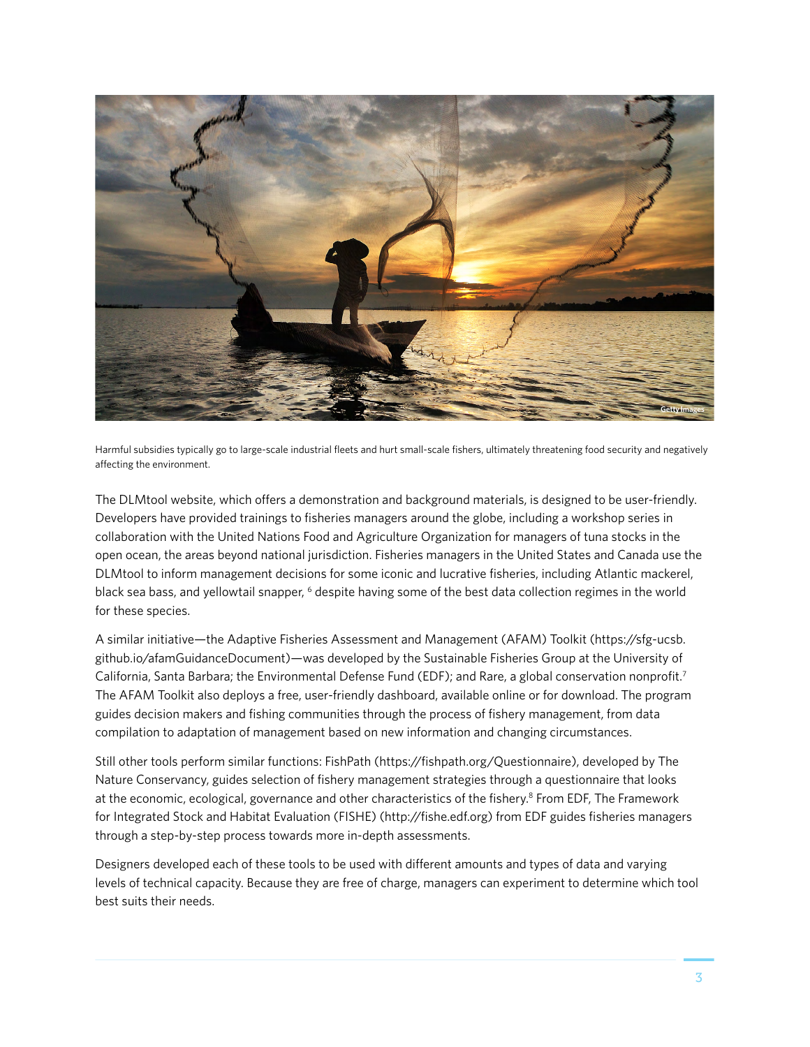Harmful subsidies typically go to large-scale industrial fleets and hurt small-scale fishers, ultimately threatening food security and negatively affecting the environment.

The DLMtool website, which offers a demonstration and background materials, is designed to be user-friendly. Developers have provided trainings to fisheries managers around the globe, including a workshop series in collaboration with the United Nations Food and Agriculture Organization for managers of tuna stocks in the open ocean, the areas beyond national jurisdiction. Fisheries managers in the United States and Canada use the DLMtool to inform management decisions for some iconic and lucrative fisheries, including Atlantic mackerel, black sea bass, and yellowtail snapper, [6] despite having some of the best data collection regimes in the world for these species.

A similar initiative—the Adaptive Fisheries Assessment and Management (AFAM) Toolkit (https://sfg-ucsb.github.io/afamGuidanceDocument)—was developed by the Sustainable Fisheries Group at the University of California, Santa Barbara; the Environmental Defense Fund (EDF); and Rare, a global conservation nonprofit.[7] The AFAM Toolkit also deploys a free, user-friendly dashboard, available online or for download. The program guides decision makers and fishing communities through the process of fishery management, from data compilation to adaptation of management based on new information and changing circumstances.

Still other tools perform similar functions: FishPath (https://fishpath.org/Questionnaire), developed by The Nature Conservancy, guides selection of fishery management strategies through a questionnaire that looks at the economic, ecological, governance and other characteristics of the fishery.[8] From EDF, The Framework for Integrated Stock and Habitat Evaluation (FISHE) (http://fishe.edf.org) from EDF guides fisheries managers through a step-by-step process towards more in-depth assessments.

Designers developed each of these tools to be used with different amounts and types of data and varying levels of technical capacity. Because they are free of charge, managers can experiment to determine which tool best suits their needs.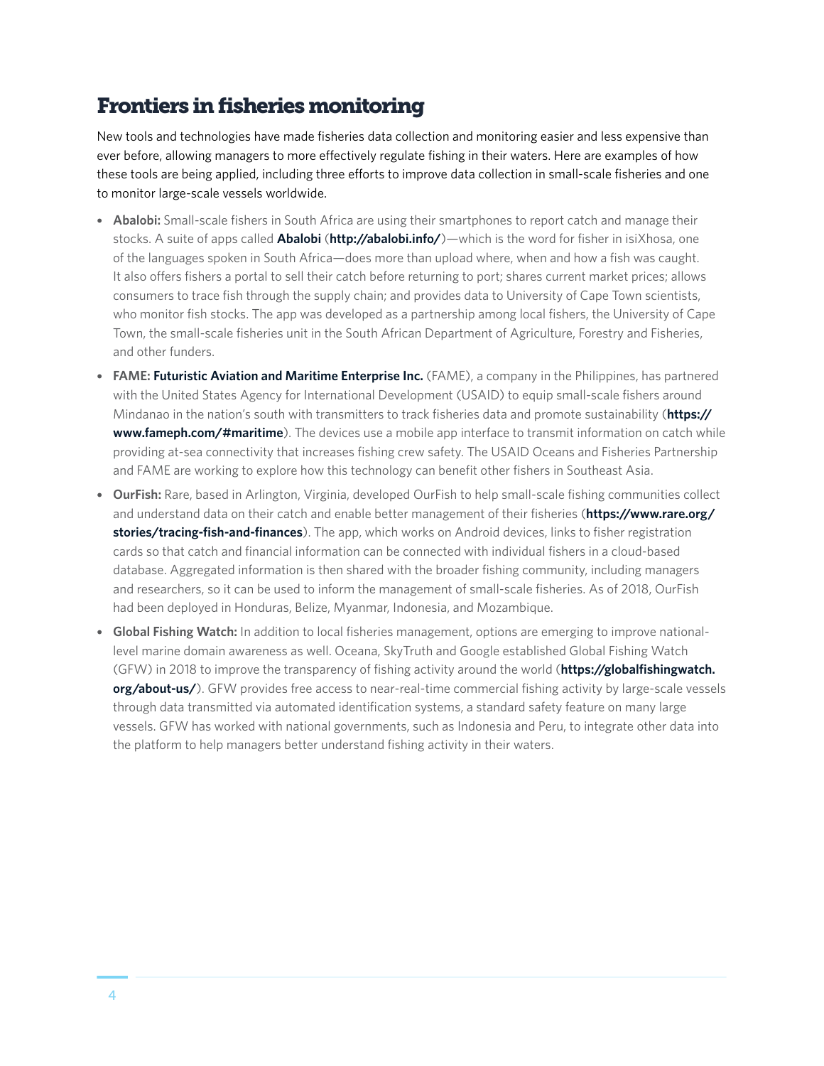## Frontiers in fisheries monitoring

New tools and technologies have made fisheries data collection and monitoring easier and less expensive than ever before, allowing managers to more effectively regulate fishing in their waters. Here are examples of how these tools are being applied, including three efforts to improve data collection in small-scale fisheries and one to monitor large-scale vessels worldwide.

- **Abalobi:** Small-scale fishers in South Africa are using their smartphones to report catch and manage their stocks. A suite of apps called **Abalobi** (**http://abalobi.info/**)—which is the word for fisher in isiXhosa, one of the languages spoken in South Africa—does more than upload where, when and how a fish was caught. It also offers fishers a portal to sell their catch before returning to port; shares current market prices; allows consumers to trace fish through the supply chain; and provides data to University of Cape Town scientists, who monitor fish stocks. The app was developed as a partnership among local fishers, the University of Cape Town, the small-scale fisheries unit in the South African Department of Agriculture, Forestry and Fisheries, and other funders.
- **FAME: Futuristic Aviation and Maritime Enterprise Inc.** (FAME), a company in the Philippines, has partnered with the United States Agency for International Development (USAID) to equip small-scale fishers around Mindanao in the nation's south with transmitters to track fisheries data and promote sustainability (**https://www.fameph.com/#maritime**). The devices use a mobile app interface to transmit information on catch while providing at-sea connectivity that increases fishing crew safety. The USAID Oceans and Fisheries Partnership and FAME are working to explore how this technology can benefit other fishers in Southeast Asia.
- **OurFish:** Rare, based in Arlington, Virginia, developed OurFish to help small-scale fishing communities collect and understand data on their catch and enable better management of their fisheries (**https://www.rare.org/stories/tracing-fish-and-finances**). The app, which works on Android devices, links to fisher registration cards so that catch and financial information can be connected with individual fishers in a cloud-based database. Aggregated information is then shared with the broader fishing community, including managers and researchers, so it can be used to inform the management of small-scale fisheries. As of 2018, OurFish had been deployed in Honduras, Belize, Myanmar, Indonesia, and Mozambique.
- **Global Fishing Watch:** In addition to local fisheries management, options are emerging to improve national-level marine domain awareness as well. Oceana, SkyTruth and Google established Global Fishing Watch (GFW) in 2018 to improve the transparency of fishing activity around the world (**https://globalfishingwatch.org/about-us/**). GFW provides free access to near-real-time commercial fishing activity by large-scale vessels through data transmitted via automated identification systems, a standard safety feature on many large vessels. GFW has worked with national governments, such as Indonesia and Peru, to integrate other data into the platform to help managers better understand fishing activity in their waters.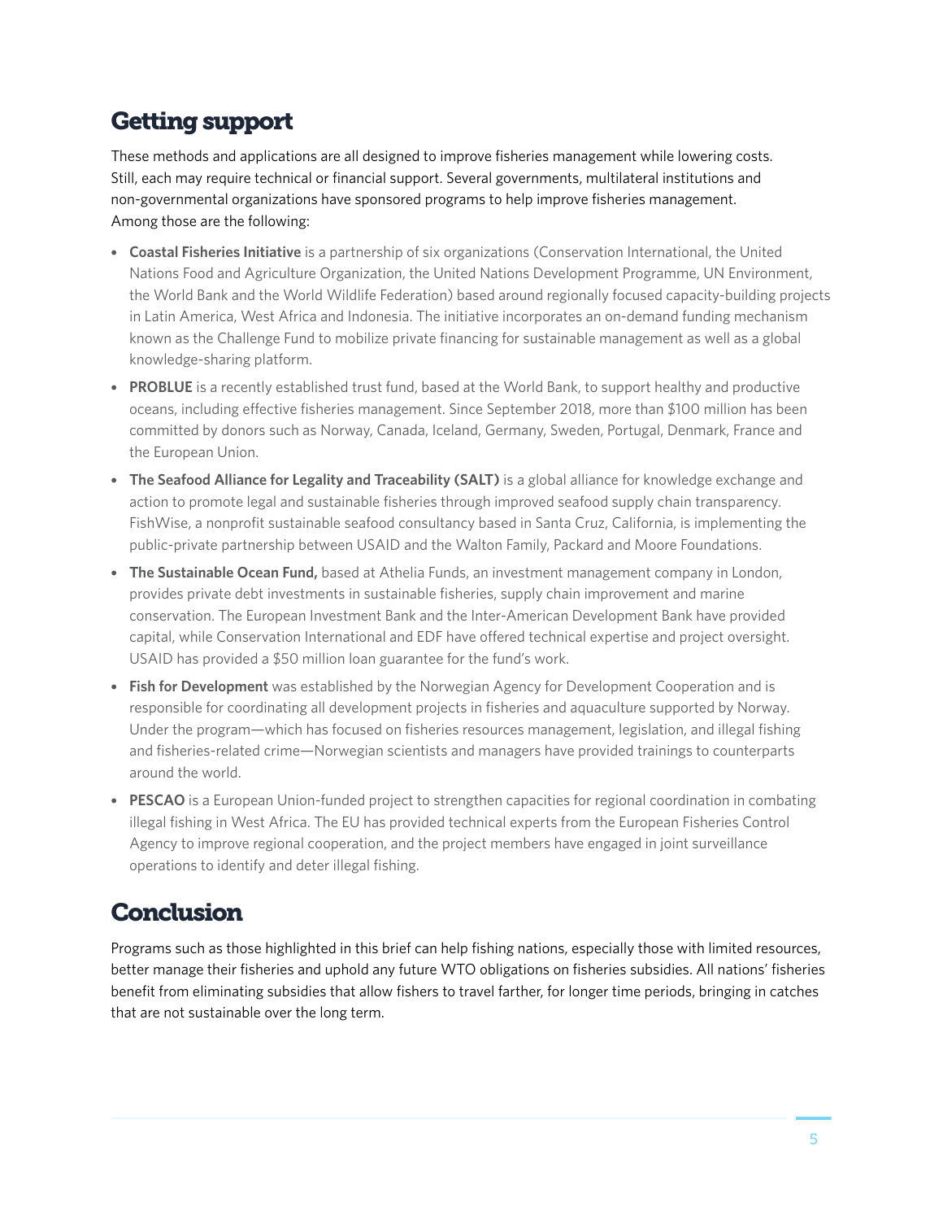## Getting support

These methods and applications are all designed to improve fisheries management while lowering costs. Still, each may require technical or financial support. Several governments, multilateral institutions and non-governmental organizations have sponsored programs to help improve fisheries management. Among those are the following:

- **Coastal Fisheries Initiative** is a partnership of six organizations (Conservation International, the United Nations Food and Agriculture Organization, the United Nations Development Programme, UN Environment, the World Bank and the World Wildlife Federation) based around regionally focused capacity-building projects in Latin America, West Africa and Indonesia. The initiative incorporates an on-demand funding mechanism known as the Challenge Fund to mobilize private financing for sustainable management as well as a global knowledge-sharing platform.
- **PROBLUE** is a recently established trust fund, based at the World Bank, to support healthy and productive oceans, including effective fisheries management. Since September 2018, more than $100 million has been committed by donors such as Norway, Canada, Iceland, Germany, Sweden, Portugal, Denmark, France and the European Union.
- **The Seafood Alliance for Legality and Traceability (SALT)** is a global alliance for knowledge exchange and action to promote legal and sustainable fisheries through improved seafood supply chain transparency. FishWise, a nonprofit sustainable seafood consultancy based in Santa Cruz, California, is implementing the public-private partnership between USAID and the Walton Family, Packard and Moore Foundations.
- **The Sustainable Ocean Fund,** based at Athelia Funds, an investment management company in London, provides private debt investments in sustainable fisheries, supply chain improvement and marine conservation. The European Investment Bank and the Inter-American Development Bank have provided capital, while Conservation International and EDF have offered technical expertise and project oversight. USAID has provided a $50 million loan guarantee for the fund's work.
- **Fish for Development** was established by the Norwegian Agency for Development Cooperation and is responsible for coordinating all development projects in fisheries and aquaculture supported by Norway. Under the program—which has focused on fisheries resources management, legislation, and illegal fishing and fisheries-related crime—Norwegian scientists and managers have provided trainings to counterparts around the world.
- **PESCAO** is a European Union-funded project to strengthen capacities for regional coordination in combating illegal fishing in West Africa. The EU has provided technical experts from the European Fisheries Control Agency to improve regional cooperation, and the project members have engaged in joint surveillance operations to identify and deter illegal fishing.

## Conclusion

Programs such as those highlighted in this brief can help fishing nations, especially those with limited resources, better manage their fisheries and uphold any future WTO obligations on fisheries subsidies. All nations' fisheries benefit from eliminating subsidies that allow fishers to travel farther, for longer time periods, bringing in catches that are not sustainable over the long term.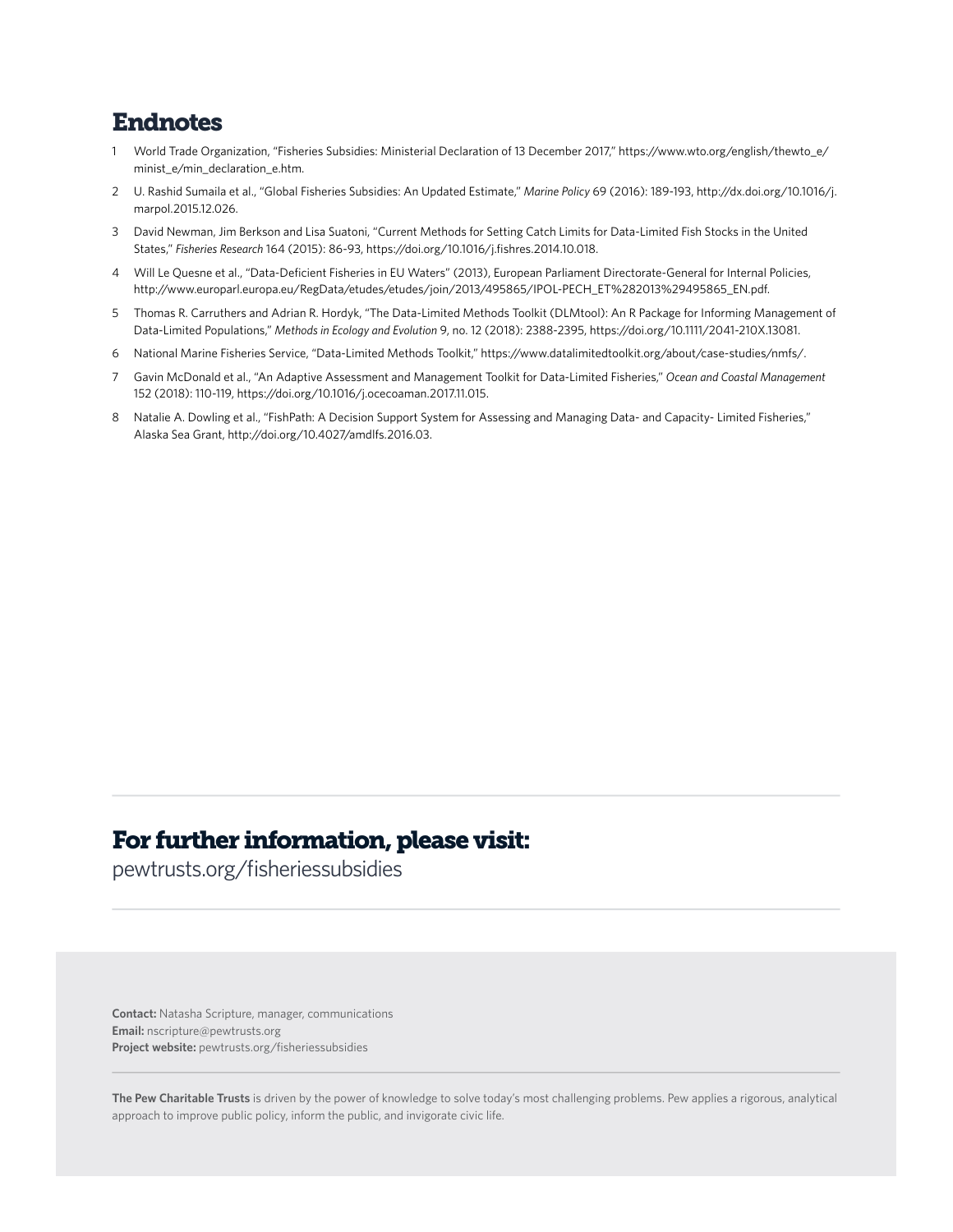## Endnotes

1. World Trade Organization, "Fisheries Subsidies: Ministerial Declaration of 13 December 2017," https://www.wto.org/english/thewto_e/minist_e/min_declaration_e.htm.
2. U. Rashid Sumaila et al., "Global Fisheries Subsidies: An Updated Estimate," *Marine Policy* 69 (2016): 189-193, http://dx.doi.org/10.1016/j.marpol.2015.12.026.
3. David Newman, Jim Berkson and Lisa Suatoni, "Current Methods for Setting Catch Limits for Data-Limited Fish Stocks in the United States," *Fisheries Research* 164 (2015): 86-93, https://doi.org/10.1016/j.fishres.2014.10.018.
4. Will Le Quesne et al., "Data-Deficient Fisheries in EU Waters" (2013), European Parliament Directorate-General for Internal Policies, http://www.europarl.europa.eu/RegData/etudes/etudes/join/2013/495865/IPOL-PECH_ET%282013%29495865_EN.pdf.
5. Thomas R. Carruthers and Adrian R. Hordyk, "The Data-Limited Methods Toolkit (DLMtool): An R Package for Informing Management of Data-Limited Populations," *Methods in Ecology and Evolution* 9, no. 12 (2018): 2388-2395, https://doi.org/10.1111/2041-210X.13081.
6. National Marine Fisheries Service, "Data-Limited Methods Toolkit," https://www.datalimitedtoolkit.org/about/case-studies/nmfs/.
7. Gavin McDonald et al., "An Adaptive Assessment and Management Toolkit for Data-Limited Fisheries," *Ocean and Coastal Management* 152 (2018): 110-119, https://doi.org/10.1016/j.ocecoaman.2017.11.015.
8. Natalie A. Dowling et al., "FishPath: A Decision Support System for Assessing and Managing Data- and Capacity- Limited Fisheries," Alaska Sea Grant, http://doi.org/10.4027/amdlfs.2016.03.

## For further information, please visit:

pewtrusts.org/fisheriessubsidies

**Contact:** Natasha Scripture, manager, communications
**Email:** nscripture@pewtrusts.org
**Project website:** pewtrusts.org/fisheriessubsidies

**The Pew Charitable Trusts** is driven by the power of knowledge to solve today's most challenging problems. Pew applies a rigorous, analytical approach to improve public policy, inform the public, and invigorate civic life.